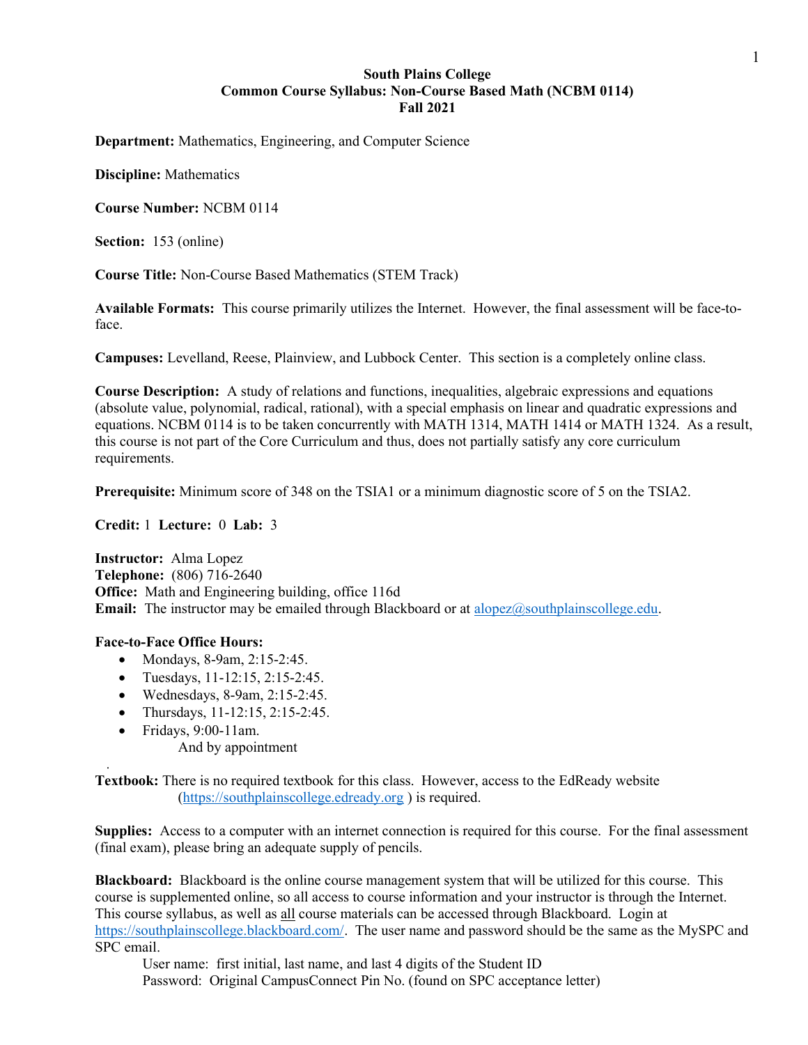# South Plains College
## Common Course Syllabus: Non-Course Based Math (NCBM 0114)
## Fall 2021

**Department:** Mathematics, Engineering, and Computer Science

**Discipline:** Mathematics

**Course Number:** NCBM 0114

**Section:** 153 (online)

**Course Title:** Non-Course Based Mathematics (STEM Track)

**Available Formats:** This course primarily utilizes the Internet. However, the final assessment will be face-to-face.

**Campuses:** Levelland, Reese, Plainview, and Lubbock Center. This section is a completely online class.

**Course Description:** A study of relations and functions, inequalities, algebraic expressions and equations (absolute value, polynomial, radical, rational), with a special emphasis on linear and quadratic expressions and equations. NCBM 0114 is to be taken concurrently with MATH 1314, MATH 1414 or MATH 1324. As a result, this course is not part of the Core Curriculum and thus, does not partially satisfy any core curriculum requirements.

**Prerequisite:** Minimum score of 348 on the TSIA1 or a minimum diagnostic score of 5 on the TSIA2.

**Credit:** 1 **Lecture:** 0 **Lab:** 3

**Instructor:** Alma Lopez
**Telephone:** (806) 716-2640
**Office:** Math and Engineering building, office 116d
**Email:** The instructor may be emailed through Blackboard or at alopez@southplainscollege.edu.

**Face-to-Face Office Hours:**

- Mondays, 8-9am, 2:15-2:45.
- Tuesdays, 11-12:15, 2:15-2:45.
- Wednesdays, 8-9am, 2:15-2:45.
- Thursdays, 11-12:15, 2:15-2:45.
- Fridays, 9:00-11am.

  And by appointment

**Textbook:** There is no required textbook for this class. However, access to the EdReady website (https://southplainscollege.edready.org ) is required.

**Supplies:** Access to a computer with an internet connection is required for this course. For the final assessment (final exam), please bring an adequate supply of pencils.

**Blackboard:** Blackboard is the online course management system that will be utilized for this course. This course is supplemented online, so all access to course information and your instructor is through the Internet. This course syllabus, as well as all course materials can be accessed through Blackboard. Login at https://southplainscollege.blackboard.com/. The user name and password should be the same as the MySPC and SPC email.

User name: first initial, last name, and last 4 digits of the Student ID
Password: Original CampusConnect Pin No. (found on SPC acceptance letter)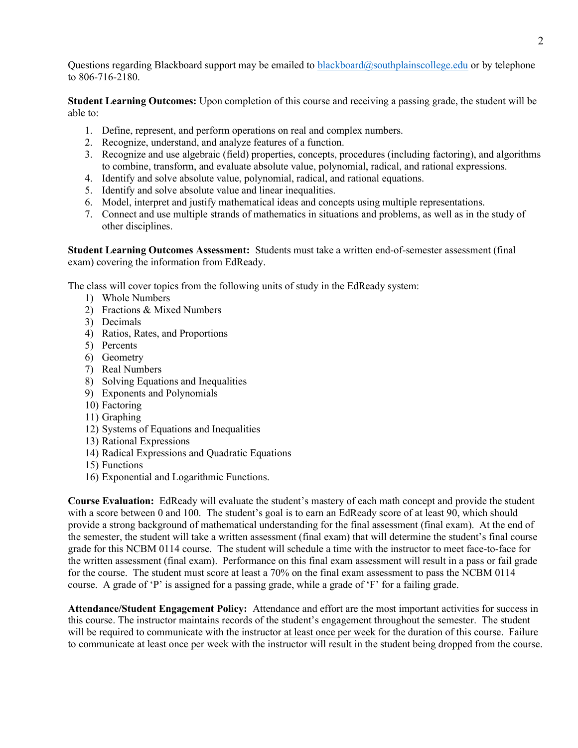Questions regarding Blackboard support may be emailed to blackboard@southplainscollege.edu or by telephone to 806-716-2180.

**Student Learning Outcomes:** Upon completion of this course and receiving a passing grade, the student will be able to:

1. Define, represent, and perform operations on real and complex numbers.
2. Recognize, understand, and analyze features of a function.
3. Recognize and use algebraic (field) properties, concepts, procedures (including factoring), and algorithms to combine, transform, and evaluate absolute value, polynomial, radical, and rational expressions.
4. Identify and solve absolute value, polynomial, radical, and rational equations.
5. Identify and solve absolute value and linear inequalities.
6. Model, interpret and justify mathematical ideas and concepts using multiple representations.
7. Connect and use multiple strands of mathematics in situations and problems, as well as in the study of other disciplines.

**Student Learning Outcomes Assessment:** Students must take a written end-of-semester assessment (final exam) covering the information from EdReady.

The class will cover topics from the following units of study in the EdReady system:

1) Whole Numbers
2) Fractions & Mixed Numbers
3) Decimals
4) Ratios, Rates, and Proportions
5) Percents
6) Geometry
7) Real Numbers
8) Solving Equations and Inequalities
9) Exponents and Polynomials
10) Factoring
11) Graphing
12) Systems of Equations and Inequalities
13) Rational Expressions
14) Radical Expressions and Quadratic Equations
15) Functions
16) Exponential and Logarithmic Functions.

**Course Evaluation:** EdReady will evaluate the student's mastery of each math concept and provide the student with a score between 0 and 100. The student's goal is to earn an EdReady score of at least 90, which should provide a strong background of mathematical understanding for the final assessment (final exam). At the end of the semester, the student will take a written assessment (final exam) that will determine the student's final course grade for this NCBM 0114 course. The student will schedule a time with the instructor to meet face-to-face for the written assessment (final exam). Performance on this final exam assessment will result in a pass or fail grade for the course. The student must score at least a 70% on the final exam assessment to pass the NCBM 0114 course. A grade of 'P' is assigned for a passing grade, while a grade of 'F' for a failing grade.

**Attendance/Student Engagement Policy:** Attendance and effort are the most important activities for success in this course. The instructor maintains records of the student's engagement throughout the semester. The student will be required to communicate with the instructor at least once per week for the duration of this course. Failure to communicate at least once per week with the instructor will result in the student being dropped from the course.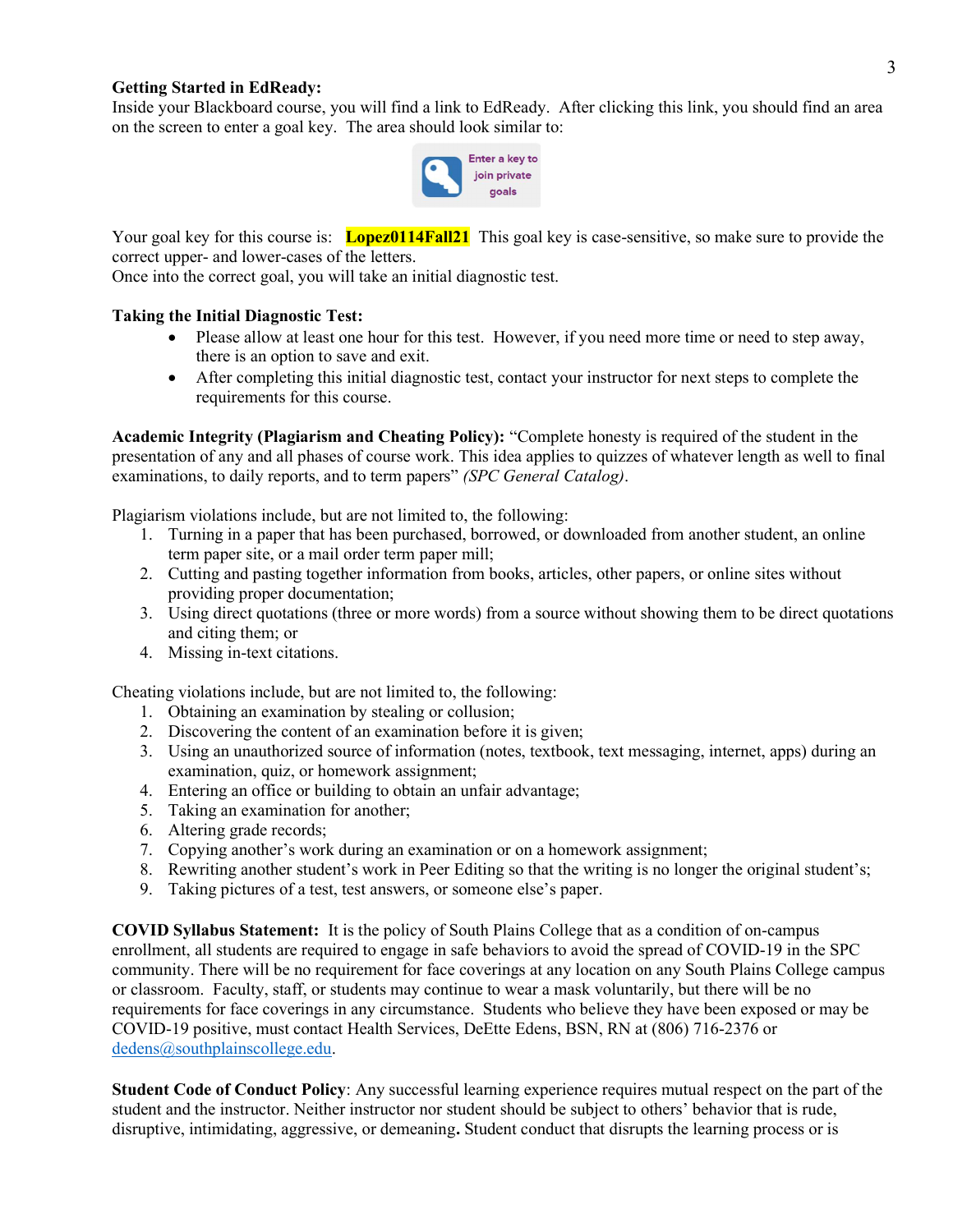**Getting Started in EdReady:**
Inside your Blackboard course, you will find a link to EdReady. After clicking this link, you should find an area on the screen to enter a goal key. The area should look similar to:

Enter a key to join private goals

Your goal key for this course is: **Lopez0114Fall21** This goal key is case-sensitive, so make sure to provide the correct upper- and lower-cases of the letters.
Once into the correct goal, you will take an initial diagnostic test.

**Taking the Initial Diagnostic Test:**

- Please allow at least one hour for this test. However, if you need more time or need to step away, there is an option to save and exit.
- After completing this initial diagnostic test, contact your instructor for next steps to complete the requirements for this course.

**Academic Integrity (Plagiarism and Cheating Policy):** "Complete honesty is required of the student in the presentation of any and all phases of course work. This idea applies to quizzes of whatever length as well to final examinations, to daily reports, and to term papers" *(SPC General Catalog)*.

Plagiarism violations include, but are not limited to, the following:

1. Turning in a paper that has been purchased, borrowed, or downloaded from another student, an online term paper site, or a mail order term paper mill;
2. Cutting and pasting together information from books, articles, other papers, or online sites without providing proper documentation;
3. Using direct quotations (three or more words) from a source without showing them to be direct quotations and citing them; or
4. Missing in-text citations.

Cheating violations include, but are not limited to, the following:

1. Obtaining an examination by stealing or collusion;
2. Discovering the content of an examination before it is given;
3. Using an unauthorized source of information (notes, textbook, text messaging, internet, apps) during an examination, quiz, or homework assignment;
4. Entering an office or building to obtain an unfair advantage;
5. Taking an examination for another;
6. Altering grade records;
7. Copying another's work during an examination or on a homework assignment;
8. Rewriting another student's work in Peer Editing so that the writing is no longer the original student's;
9. Taking pictures of a test, test answers, or someone else's paper.

**COVID Syllabus Statement:** It is the policy of South Plains College that as a condition of on-campus enrollment, all students are required to engage in safe behaviors to avoid the spread of COVID-19 in the SPC community. There will be no requirement for face coverings at any location on any South Plains College campus or classroom. Faculty, staff, or students may continue to wear a mask voluntarily, but there will be no requirements for face coverings in any circumstance. Students who believe they have been exposed or may be COVID-19 positive, must contact Health Services, DeEtte Edens, BSN, RN at (806) 716-2376 or dedens@southplainscollege.edu.

**Student Code of Conduct Policy**: Any successful learning experience requires mutual respect on the part of the student and the instructor. Neither instructor nor student should be subject to others' behavior that is rude, disruptive, intimidating, aggressive, or demeaning**.** Student conduct that disrupts the learning process or is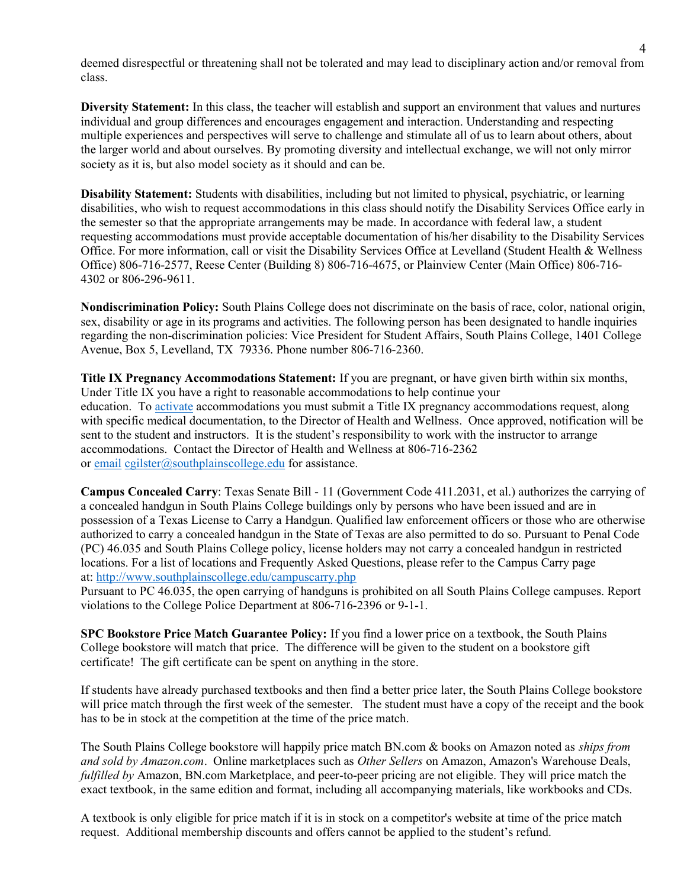deemed disrespectful or threatening shall not be tolerated and may lead to disciplinary action and/or removal from class.

**Diversity Statement:** In this class, the teacher will establish and support an environment that values and nurtures individual and group differences and encourages engagement and interaction. Understanding and respecting multiple experiences and perspectives will serve to challenge and stimulate all of us to learn about others, about the larger world and about ourselves. By promoting diversity and intellectual exchange, we will not only mirror society as it is, but also model society as it should and can be.

**Disability Statement:** Students with disabilities, including but not limited to physical, psychiatric, or learning disabilities, who wish to request accommodations in this class should notify the Disability Services Office early in the semester so that the appropriate arrangements may be made. In accordance with federal law, a student requesting accommodations must provide acceptable documentation of his/her disability to the Disability Services Office. For more information, call or visit the Disability Services Office at Levelland (Student Health & Wellness Office) 806-716-2577, Reese Center (Building 8) 806-716-4675, or Plainview Center (Main Office) 806-716-4302 or 806-296-9611.

**Nondiscrimination Policy:** South Plains College does not discriminate on the basis of race, color, national origin, sex, disability or age in its programs and activities. The following person has been designated to handle inquiries regarding the non-discrimination policies: Vice President for Student Affairs, South Plains College, 1401 College Avenue, Box 5, Levelland, TX 79336. Phone number 806-716-2360.

**Title IX Pregnancy Accommodations Statement:** If you are pregnant, or have given birth within six months, Under Title IX you have a right to reasonable accommodations to help continue your education. To activate accommodations you must submit a Title IX pregnancy accommodations request, along with specific medical documentation, to the Director of Health and Wellness. Once approved, notification will be sent to the student and instructors. It is the student's responsibility to work with the instructor to arrange accommodations. Contact the Director of Health and Wellness at 806-716-2362 or email cgilster@southplainscollege.edu for assistance.

**Campus Concealed Carry**: Texas Senate Bill - 11 (Government Code 411.2031, et al.) authorizes the carrying of a concealed handgun in South Plains College buildings only by persons who have been issued and are in possession of a Texas License to Carry a Handgun. Qualified law enforcement officers or those who are otherwise authorized to carry a concealed handgun in the State of Texas are also permitted to do so. Pursuant to Penal Code (PC) 46.035 and South Plains College policy, license holders may not carry a concealed handgun in restricted locations. For a list of locations and Frequently Asked Questions, please refer to the Campus Carry page at: http://www.southplainscollege.edu/campuscarry.php
Pursuant to PC 46.035, the open carrying of handguns is prohibited on all South Plains College campuses. Report violations to the College Police Department at 806-716-2396 or 9-1-1.

**SPC Bookstore Price Match Guarantee Policy:** If you find a lower price on a textbook, the South Plains College bookstore will match that price. The difference will be given to the student on a bookstore gift certificate! The gift certificate can be spent on anything in the store.

If students have already purchased textbooks and then find a better price later, the South Plains College bookstore will price match through the first week of the semester. The student must have a copy of the receipt and the book has to be in stock at the competition at the time of the price match.

The South Plains College bookstore will happily price match BN.com & books on Amazon noted as *ships from and sold by Amazon.com*. Online marketplaces such as *Other Sellers* on Amazon, Amazon's Warehouse Deals, *fulfilled by* Amazon, BN.com Marketplace, and peer-to-peer pricing are not eligible. They will price match the exact textbook, in the same edition and format, including all accompanying materials, like workbooks and CDs.

A textbook is only eligible for price match if it is in stock on a competitor's website at time of the price match request. Additional membership discounts and offers cannot be applied to the student's refund.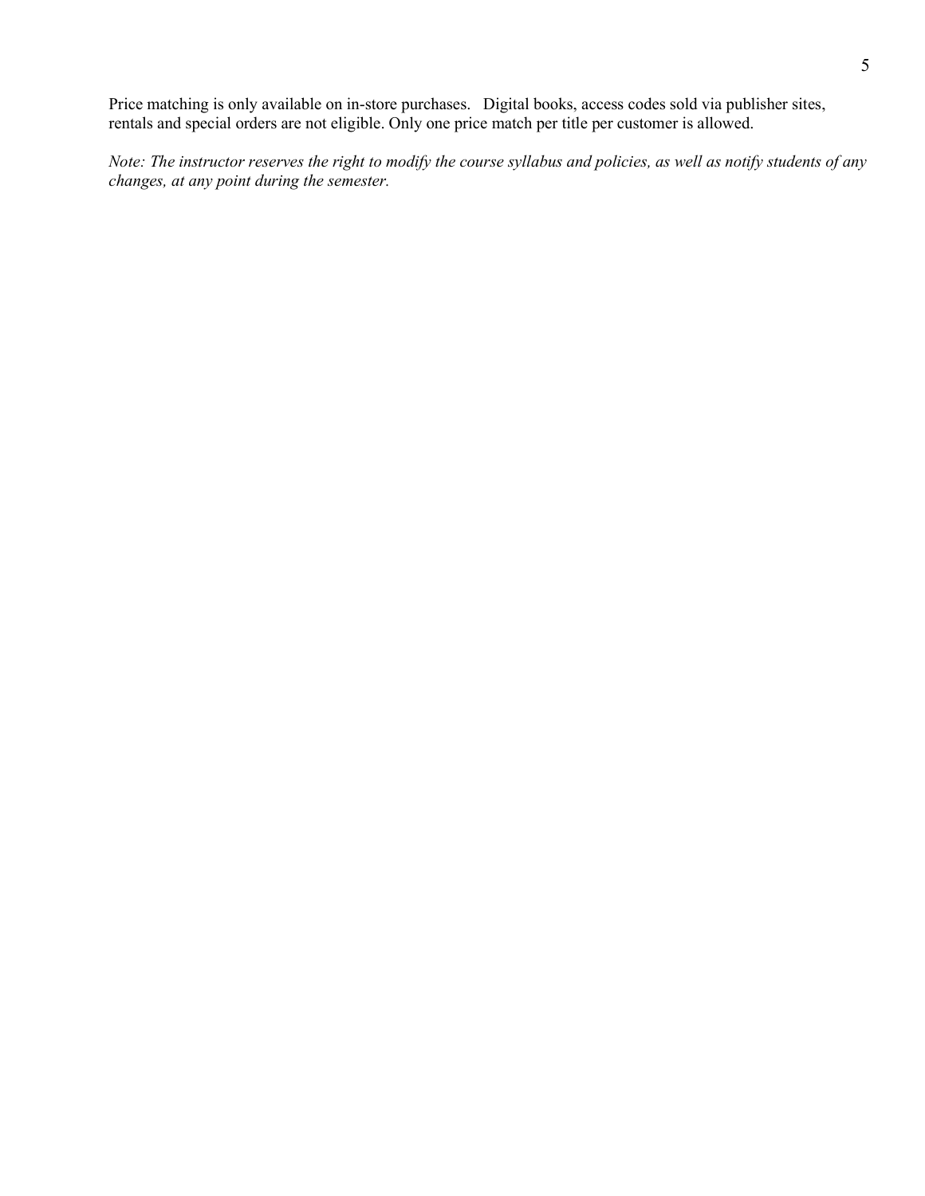Price matching is only available on in-store purchases. Digital books, access codes sold via publisher sites, rentals and special orders are not eligible. Only one price match per title per customer is allowed.

*Note: The instructor reserves the right to modify the course syllabus and policies, as well as notify students of any changes, at any point during the semester.*